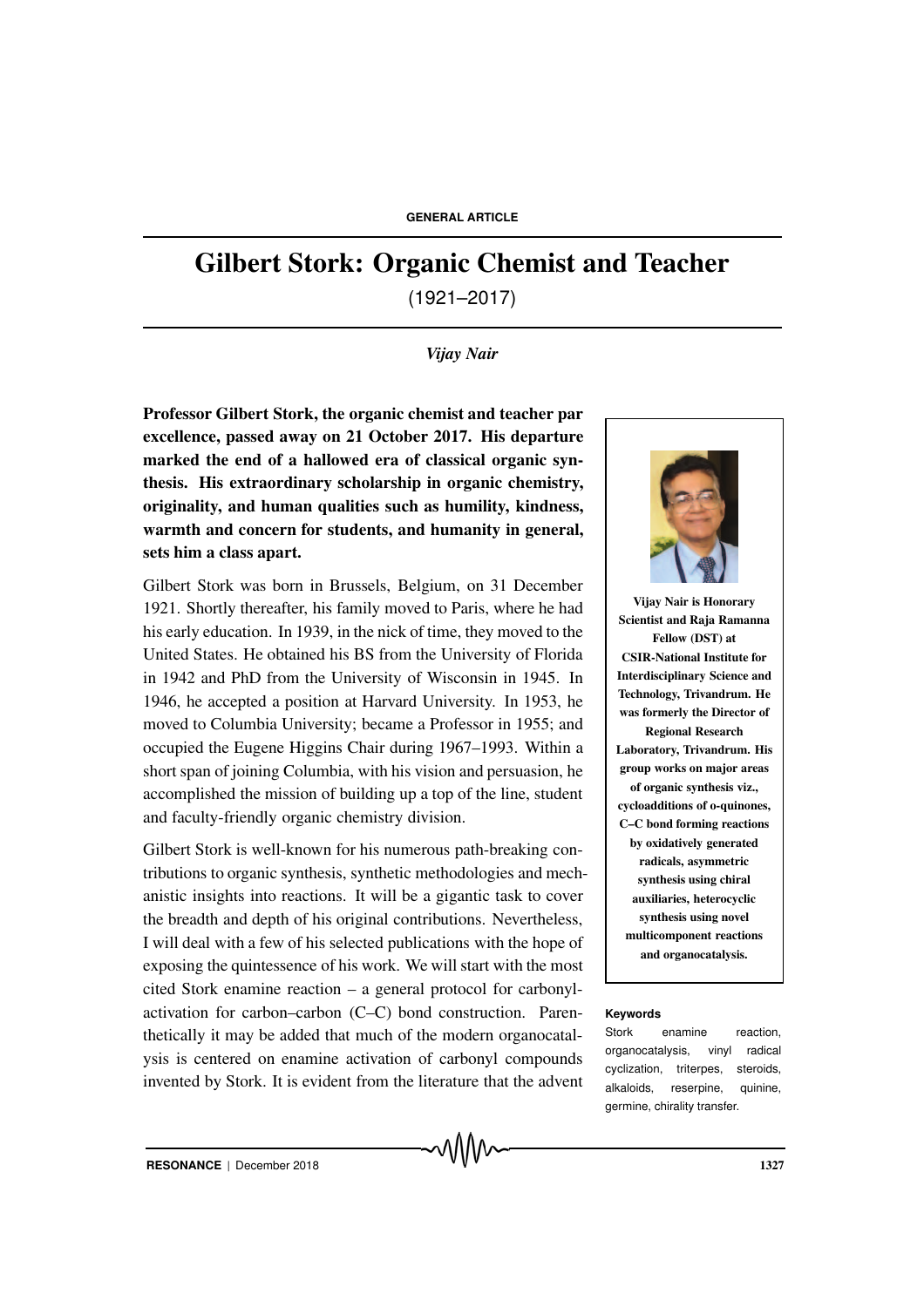# Gilbert Stork: Organic Chemist and Teacher

(1921–2017)

*Vijay Nair*

**Professor Gilbert Stork, the organic chemist and teacher par excellence, passed away on 21 October 2017. His departure marked the end of a hallowed era of classical organic synthesis. His extraordinary scholarship in organic chemistry, originality, and human qualities such as humility, kindness, warmth and concern for students, and humanity in general, sets him a class apart.**

Gilbert Stork was born in Brussels, Belgium, on 31 December 1921. Shortly thereafter, his family moved to Paris, where he had his early education. In 1939, in the nick of time, they moved to the United States. He obtained his BS from the University of Florida in 1942 and PhD from the University of Wisconsin in 1945. In 1946, he accepted a position at Harvard University. In 1953, he moved to Columbia University; became a Professor in 1955; and occupied the Eugene Higgins Chair during 1967–1993. Within a short span of joining Columbia, with his vision and persuasion, he accomplished the mission of building up a top of the line, student and faculty-friendly organic chemistry division.

Gilbert Stork is well-known for his numerous path-breaking contributions to organic synthesis, synthetic methodologies and mechanistic insights into reactions. It will be a gigantic task to cover the breadth and depth of his original contributions. Nevertheless, I will deal with a few of his selected publications with the hope of exposing the quintessence of his work. We will start with the most cited Stork enamine reaction – a general protocol for carbonyl-activation for carbon–carbon (C–C) bond construction. Parenthetically it may be added that much of the modern organocatalysis is centered on enamine activation of carbonyl compounds invented by Stork. It is evident from the literature that the advent

**Vijay Nair is Honorary Scientist and Raja Ramanna Fellow (DST) at CSIR-National Institute for Interdisciplinary Science and Technology, Trivandrum. He was formerly the Director of Regional Research Laboratory, Trivandrum. His group works on major areas of organic synthesis viz., cycloadditions of o-quinones, C–C bond forming reactions by oxidatively generated radicals, asymmetric synthesis using chiral auxiliaries, heterocyclic synthesis using novel multicomponent reactions and organocatalysis.**

**Keywords**

Stork enamine reaction, organocatalysis, vinyl radical cyclization, triterpes, steroids, alkaloids, reserpine, quinine, germine, chirality transfer.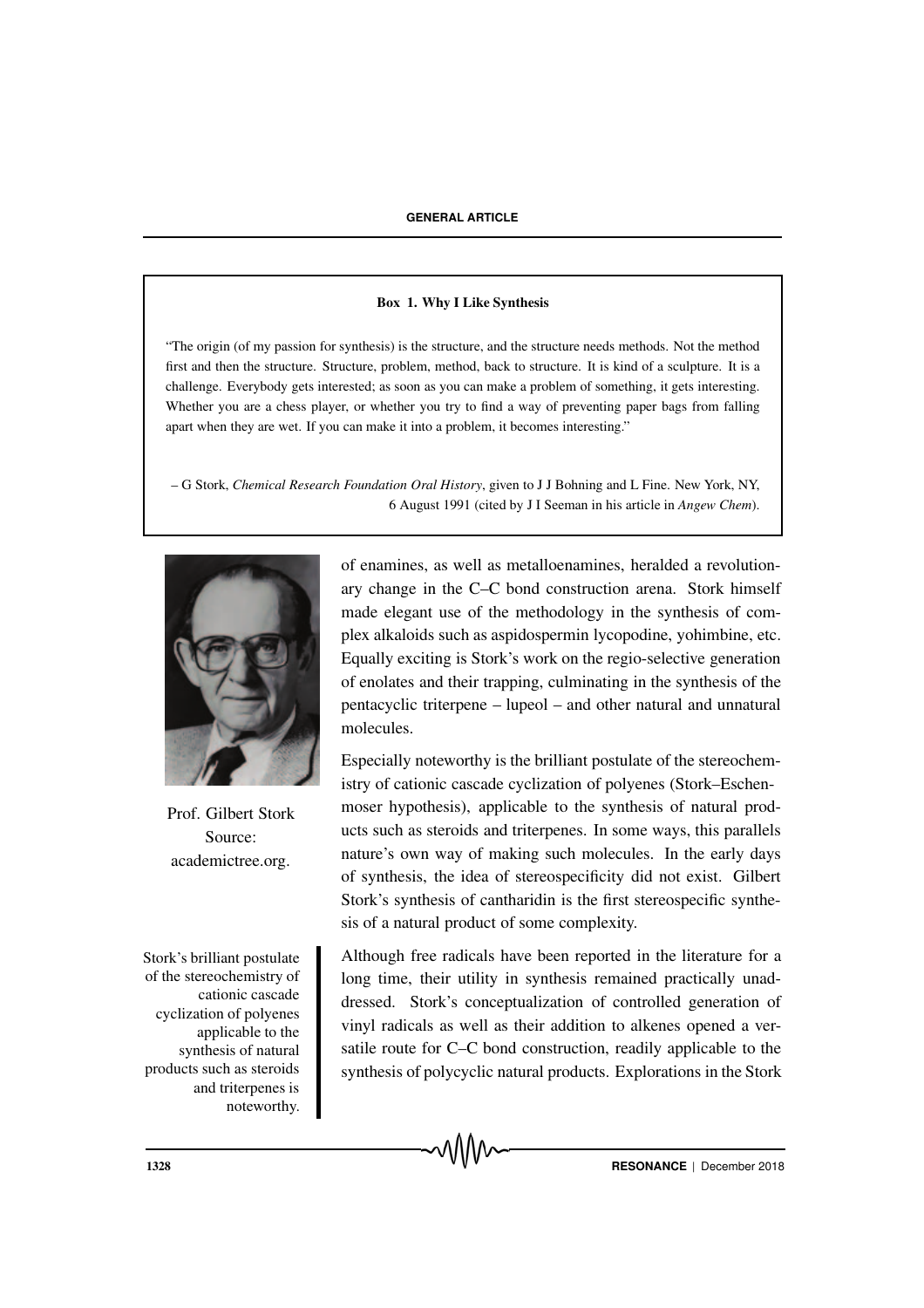### Box 1. Why I Like Synthesis

"The origin (of my passion for synthesis) is the structure, and the structure needs methods. Not the method first and then the structure. Structure, problem, method, back to structure. It is kind of a sculpture. It is a challenge. Everybody gets interested; as soon as you can make a problem of something, it gets interesting. Whether you are a chess player, or whether you try to find a way of preventing paper bags from falling apart when they are wet. If you can make it into a problem, it becomes interesting."

– G Stork, *Chemical Research Foundation Oral History*, given to J J Bohning and L Fine. New York, NY, 6 August 1991 (cited by J I Seeman in his article in *Angew Chem*).

Prof. Gilbert Stork
Source:
academictree.org.

of enamines, as well as metalloenamines, heralded a revolutionary change in the C–C bond construction arena. Stork himself made elegant use of the methodology in the synthesis of complex alkaloids such as aspidospermin lycopodine, yohimbine, etc. Equally exciting is Stork's work on the regio-selective generation of enolates and their trapping, culminating in the synthesis of the pentacyclic triterpene – lupeol – and other natural and unnatural molecules.

Especially noteworthy is the brilliant postulate of the stereochemistry of cationic cascade cyclization of polyenes (Stork–Eschenmoser hypothesis), applicable to the synthesis of natural products such as steroids and triterpenes. In some ways, this parallels nature's own way of making such molecules. In the early days of synthesis, the idea of stereospecificity did not exist. Gilbert Stork's synthesis of cantharidin is the first stereospecific synthesis of a natural product of some complexity.

Stork's brilliant postulate of the stereochemistry of cationic cascade cyclization of polyenes applicable to the synthesis of natural products such as steroids and triterpenes is noteworthy.

Although free radicals have been reported in the literature for a long time, their utility in synthesis remained practically unaddressed. Stork's conceptualization of controlled generation of vinyl radicals as well as their addition to alkenes opened a versatile route for C–C bond construction, readily applicable to the synthesis of polycyclic natural products. Explorations in the Stork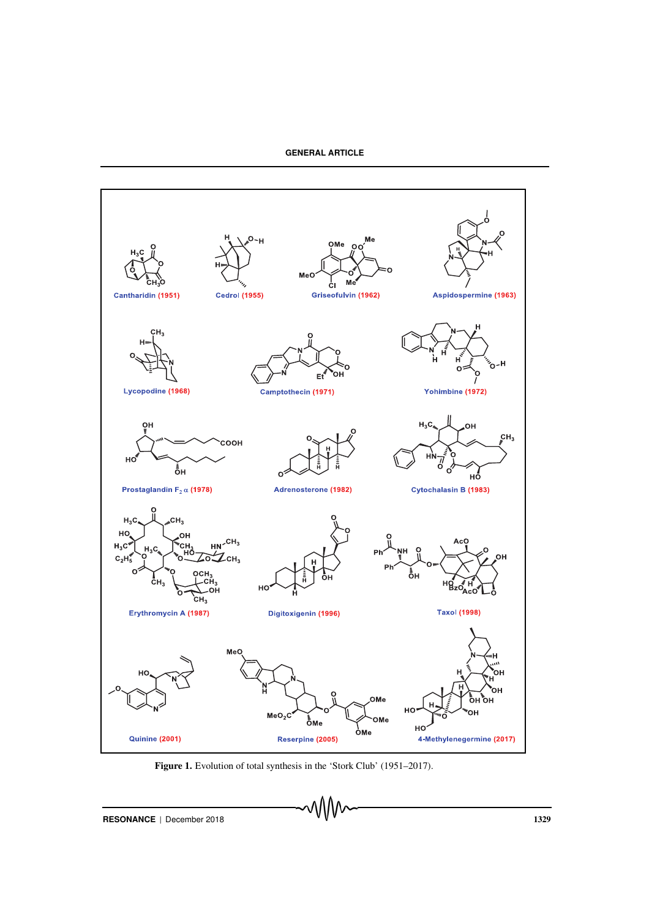Cantharidin (1951)

Cedrol (1955)

Griseofulvin (1962)

Aspidospermine (1963)

Lycopodine (1968)

Camptothecin (1971)

Yohimbine (1972)

Prostaglandin $F_2\alpha$ (1978)

Adrenosterone (1982)

Cytochalasin B (1983)

Erythromycin A (1987)

Digitoxigenin (1996)

Taxol (1998)

Quinine (2001)

Reserpine (2005)

4-Methylenegermine (2017)

**Figure 1.** Evolution of total synthesis in the 'Stork Club' (1951–2017).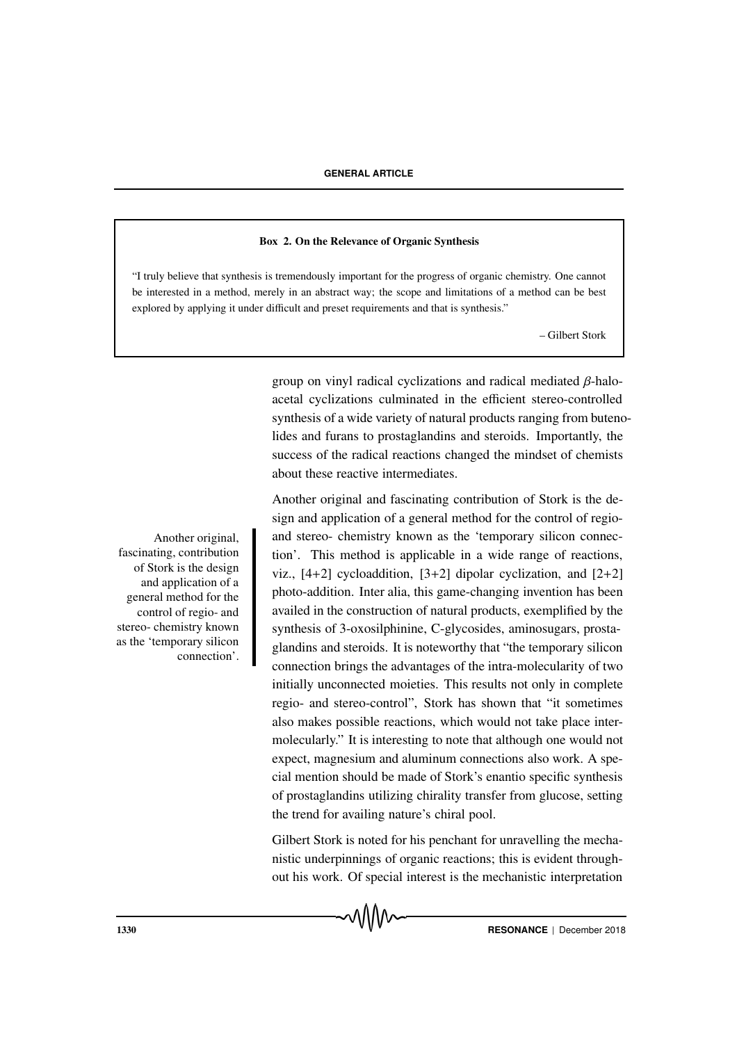**Box 2. On the Relevance of Organic Synthesis**

"I truly believe that synthesis is tremendously important for the progress of organic chemistry. One cannot be interested in a method, merely in an abstract way; the scope and limitations of a method can be best explored by applying it under difficult and preset requirements and that is synthesis."

– Gilbert Stork

group on vinyl radical cyclizations and radical mediated $\beta$-haloacetal cyclizations culminated in the efficient stereo-controlled synthesis of a wide variety of natural products ranging from butenolides and furans to prostaglandins and steroids. Importantly, the success of the radical reactions changed the mindset of chemists about these reactive intermediates.

Another original and fascinating contribution of Stork is the design and application of a general method for the control of regio- and stereo- chemistry known as the 'temporary silicon connection'. This method is applicable in a wide range of reactions, viz., [4+2] cycloaddition, [3+2] dipolar cyclization, and [2+2] photo-addition. Inter alia, this game-changing invention has been availed in the construction of natural products, exemplified by the synthesis of 3-oxosilphinine, C-glycosides, aminosugars, prostaglandins and steroids. It is noteworthy that "the temporary silicon connection brings the advantages of the intra-molecularity of two initially unconnected moieties. This results not only in complete regio- and stereo-control", Stork has shown that "it sometimes also makes possible reactions, which would not take place intermolecularly." It is interesting to note that although one would not expect, magnesium and aluminum connections also work. A special mention should be made of Stork's enantio specific synthesis of prostaglandins utilizing chirality transfer from glucose, setting the trend for availing nature's chiral pool.

> Another original, fascinating, contribution of Stork is the design and application of a general method for the control of regio- and stereo- chemistry known as the 'temporary silicon connection'.

Gilbert Stork is noted for his penchant for unravelling the mechanistic underpinnings of organic reactions; this is evident throughout his work. Of special interest is the mechanistic interpretation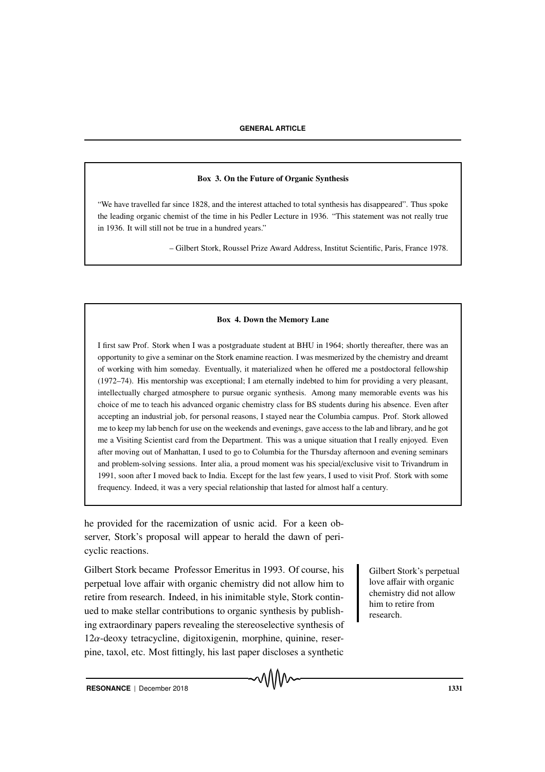**Box 3. On the Future of Organic Synthesis**

"We have travelled far since 1828, and the interest attached to total synthesis has disappeared". Thus spoke the leading organic chemist of the time in his Pedler Lecture in 1936. "This statement was not really true in 1936. It will still not be true in a hundred years."

– Gilbert Stork, Roussel Prize Award Address, Institut Scientific, Paris, France 1978.

**Box 4. Down the Memory Lane**

I first saw Prof. Stork when I was a postgraduate student at BHU in 1964; shortly thereafter, there was an opportunity to give a seminar on the Stork enamine reaction. I was mesmerized by the chemistry and dreamt of working with him someday. Eventually, it materialized when he offered me a postdoctoral fellowship (1972–74). His mentorship was exceptional; I am eternally indebted to him for providing a very pleasant, intellectually charged atmosphere to pursue organic synthesis. Among many memorable events was his choice of me to teach his advanced organic chemistry class for BS students during his absence. Even after accepting an industrial job, for personal reasons, I stayed near the Columbia campus. Prof. Stork allowed me to keep my lab bench for use on the weekends and evenings, gave access to the lab and library, and he got me a Visiting Scientist card from the Department. This was a unique situation that I really enjoyed. Even after moving out of Manhattan, I used to go to Columbia for the Thursday afternoon and evening seminars and problem-solving sessions. Inter alia, a proud moment was his special/exclusive visit to Trivandrum in 1991, soon after I moved back to India. Except for the last few years, I used to visit Prof. Stork with some frequency. Indeed, it was a very special relationship that lasted for almost half a century.

he provided for the racemization of usnic acid. For a keen observer, Stork's proposal will appear to herald the dawn of pericyclic reactions.

Gilbert Stork became Professor Emeritus in 1993. Of course, his perpetual love affair with organic chemistry did not allow him to retire from research. Indeed, in his inimitable style, Stork continued to make stellar contributions to organic synthesis by publishing extraordinary papers revealing the stereoselective synthesis of $12\alpha$-deoxy tetracycline, digitoxigenin, morphine, quinine, reserpine, taxol, etc. Most fittingly, his last paper discloses a synthetic

> Gilbert Stork's perpetual love affair with organic chemistry did not allow him to retire from research.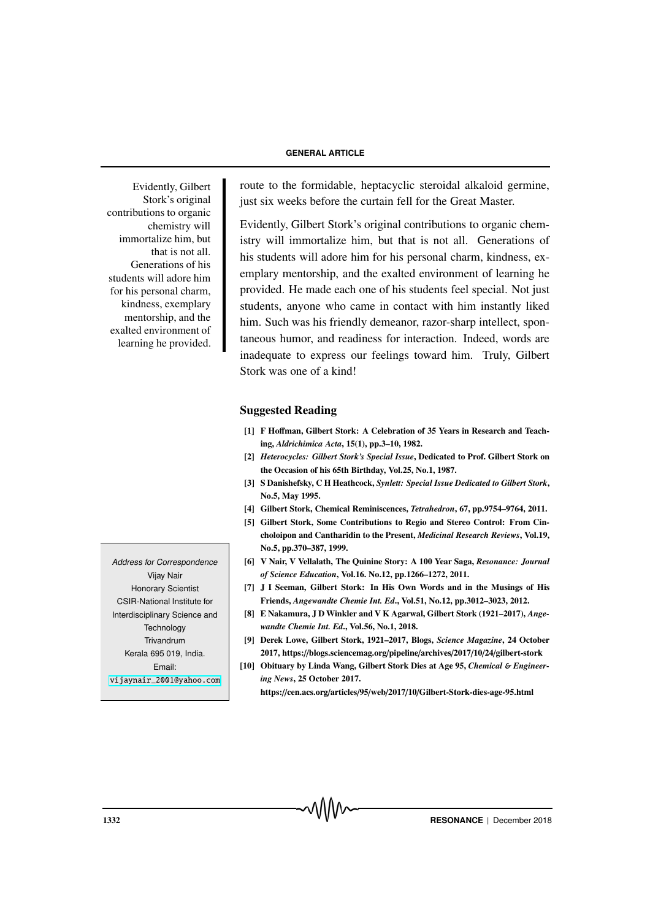route to the formidable, heptacyclic steroidal alkaloid germine, just six weeks before the curtain fell for the Great Master.

Evidently, Gilbert Stork's original contributions to organic chemistry will immortalize him, but that is not all. Generations of his students will adore him for his personal charm, kindness, exemplary mentorship, and the exalted environment of learning he provided. He made each one of his students feel special. Not just students, anyone who came in contact with him instantly liked him. Such was his friendly demeanor, razor-sharp intellect, spontaneous humor, and readiness for interaction. Indeed, words are inadequate to express our feelings toward him. Truly, Gilbert Stork was one of a kind!

## Suggested Reading

[1] **F Hoffman, Gilbert Stork: A Celebration of 35 Years in Research and Teaching,** ***Aldrichimica Acta*****, 15(1), pp.3–10, 1982.**

[2] ***Heterocycles: Gilbert Stork's Special Issue*****, Dedicated to Prof. Gilbert Stork on the Occasion of his 65th Birthday, Vol.25, No.1, 1987.**

[3] **S Danishefsky, C H Heathcock,** ***Synlett: Special Issue Dedicated to Gilbert Stork*****, No.5, May 1995.**

[4] **Gilbert Stork, Chemical Reminiscences,** ***Tetrahedron*****, 67, pp.9754–9764, 2011.**

[5] **Gilbert Stork, Some Contributions to Regio and Stereo Control: From Cincholoipon and Cantharidin to the Present,** ***Medicinal Research Reviews*****, Vol.19, No.5, pp.370–387, 1999.**

[6] **V Nair, V Vellalath, The Quinine Story: A 100 Year Saga,** ***Resonance: Journal of Science Education*****, Vol.16. No.12, pp.1266–1272, 2011.**

[7] **J I Seeman, Gilbert Stork: In His Own Words and in the Musings of His Friends,** ***Angewandte Chemie Int. Ed.*****, Vol.51, No.12, pp.3012–3023, 2012.**

[8] **E Nakamura, J D Winkler and V K Agarwal, Gilbert Stork (1921–2017),** ***Angewandte Chemie Int. Ed.*****, Vol.56, No.1, 2018.**

[9] **Derek Lowe, Gilbert Stork, 1921–2017, Blogs,** ***Science Magazine*****, 24 October 2017, https://blogs.sciencemag.org/pipeline/archives/2017/10/24/gilbert-stork**

[10] **Obituary by Linda Wang, Gilbert Stork Dies at Age 95,** ***Chemical & Engineering News*****, 25 October 2017. https://cen.acs.org/articles/95/web/2017/10/Gilbert-Stork-dies-age-95.html**

*Address for Correspondence*
Vijay Nair
Honorary Scientist
CSIR-National Institute for Interdisciplinary Science and Technology
Trivandrum
Kerala 695 019, India.
Email:
vijaynair_2001@yahoo.com